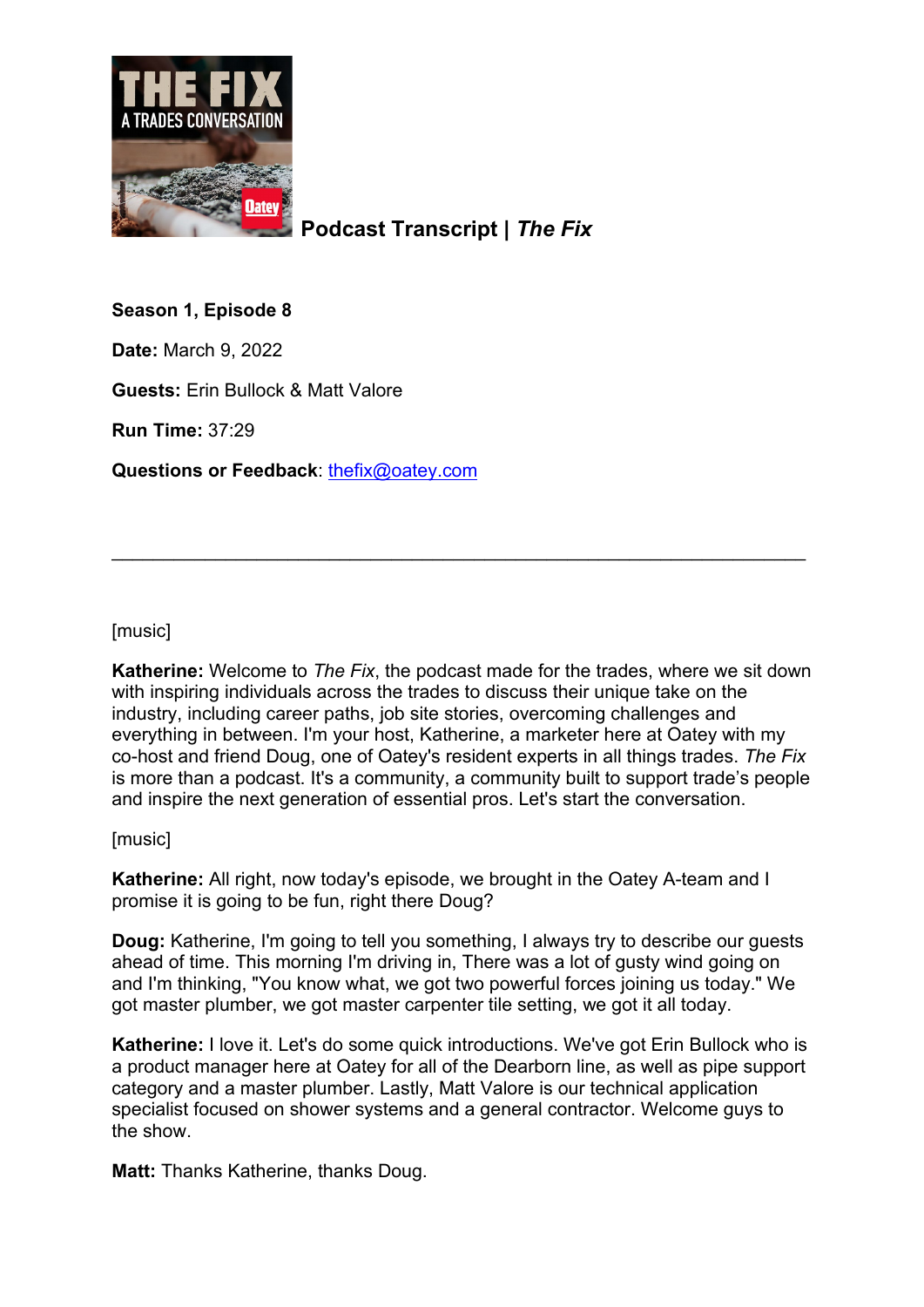# Podcast Transcript | *The Fix*

**Season 1, Episode 8**

**Date:** March 9, 2022

**Guests:** Erin Bullock & Matt Valore

**Run Time:** 37:29

**Questions or Feedback**: thefix@oatey.com

---

[music]

**Katherine:** Welcome to *The Fix*, the podcast made for the trades, where we sit down with inspiring individuals across the trades to discuss their unique take on the industry, including career paths, job site stories, overcoming challenges and everything in between. I'm your host, Katherine, a marketer here at Oatey with my co-host and friend Doug, one of Oatey's resident experts in all things trades. *The Fix* is more than a podcast. It's a community, a community built to support trade's people and inspire the next generation of essential pros. Let's start the conversation.

[music]

**Katherine:** All right, now today's episode, we brought in the Oatey A-team and I promise it is going to be fun, right there Doug?

**Doug:** Katherine, I'm going to tell you something, I always try to describe our guests ahead of time. This morning I'm driving in, There was a lot of gusty wind going on and I'm thinking, "You know what, we got two powerful forces joining us today." We got master plumber, we got master carpenter tile setting, we got it all today.

**Katherine:** I love it. Let's do some quick introductions. We've got Erin Bullock who is a product manager here at Oatey for all of the Dearborn line, as well as pipe support category and a master plumber. Lastly, Matt Valore is our technical application specialist focused on shower systems and a general contractor. Welcome guys to the show.

**Matt:** Thanks Katherine, thanks Doug.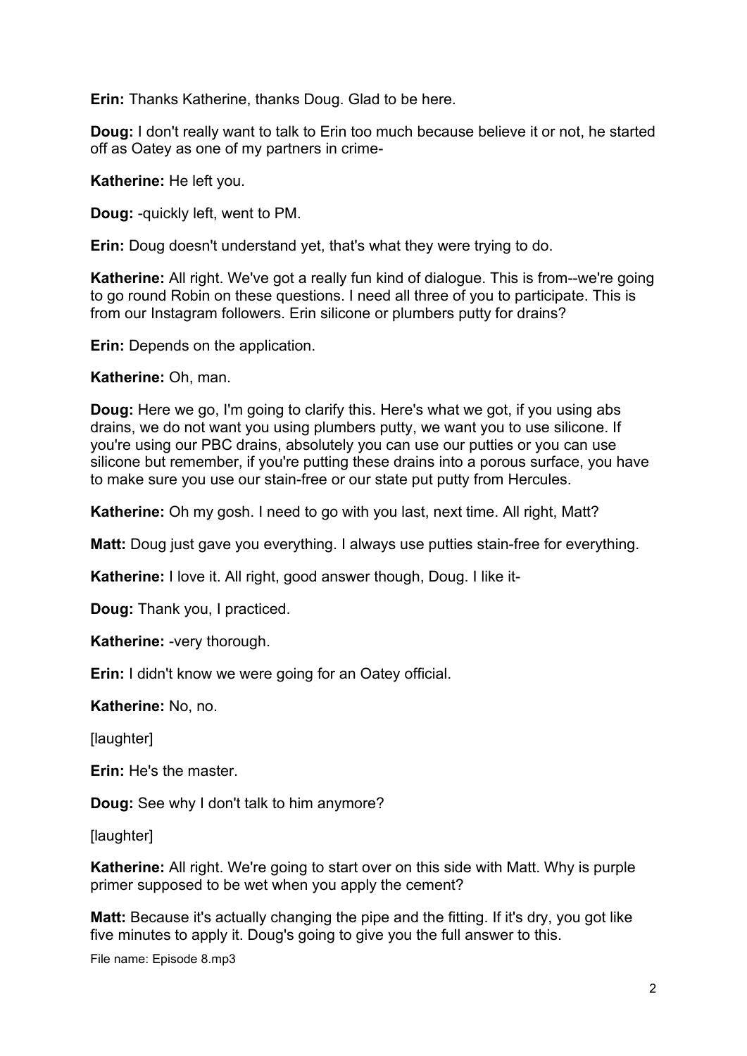**Erin:** Thanks Katherine, thanks Doug. Glad to be here.

**Doug:** I don't really want to talk to Erin too much because believe it or not, he started off as Oatey as one of my partners in crime-

**Katherine:** He left you.

**Doug:** -quickly left, went to PM.

**Erin:** Doug doesn't understand yet, that's what they were trying to do.

**Katherine:** All right. We've got a really fun kind of dialogue. This is from--we're going to go round Robin on these questions. I need all three of you to participate. This is from our Instagram followers. Erin silicone or plumbers putty for drains?

**Erin:** Depends on the application.

**Katherine:** Oh, man.

**Doug:** Here we go, I'm going to clarify this. Here's what we got, if you using abs drains, we do not want you using plumbers putty, we want you to use silicone. If you're using our PBC drains, absolutely you can use our putties or you can use silicone but remember, if you're putting these drains into a porous surface, you have to make sure you use our stain-free or our state put putty from Hercules.

**Katherine:** Oh my gosh. I need to go with you last, next time. All right, Matt?

**Matt:** Doug just gave you everything. I always use putties stain-free for everything.

**Katherine:** I love it. All right, good answer though, Doug. I like it-

**Doug:** Thank you, I practiced.

**Katherine:** -very thorough.

**Erin:** I didn't know we were going for an Oatey official.

**Katherine:** No, no.

[laughter]

**Erin:** He's the master.

**Doug:** See why I don't talk to him anymore?

[laughter]

**Katherine:** All right. We're going to start over on this side with Matt. Why is purple primer supposed to be wet when you apply the cement?

**Matt:** Because it's actually changing the pipe and the fitting. If it's dry, you got like five minutes to apply it. Doug's going to give you the full answer to this.

File name: Episode 8.mp3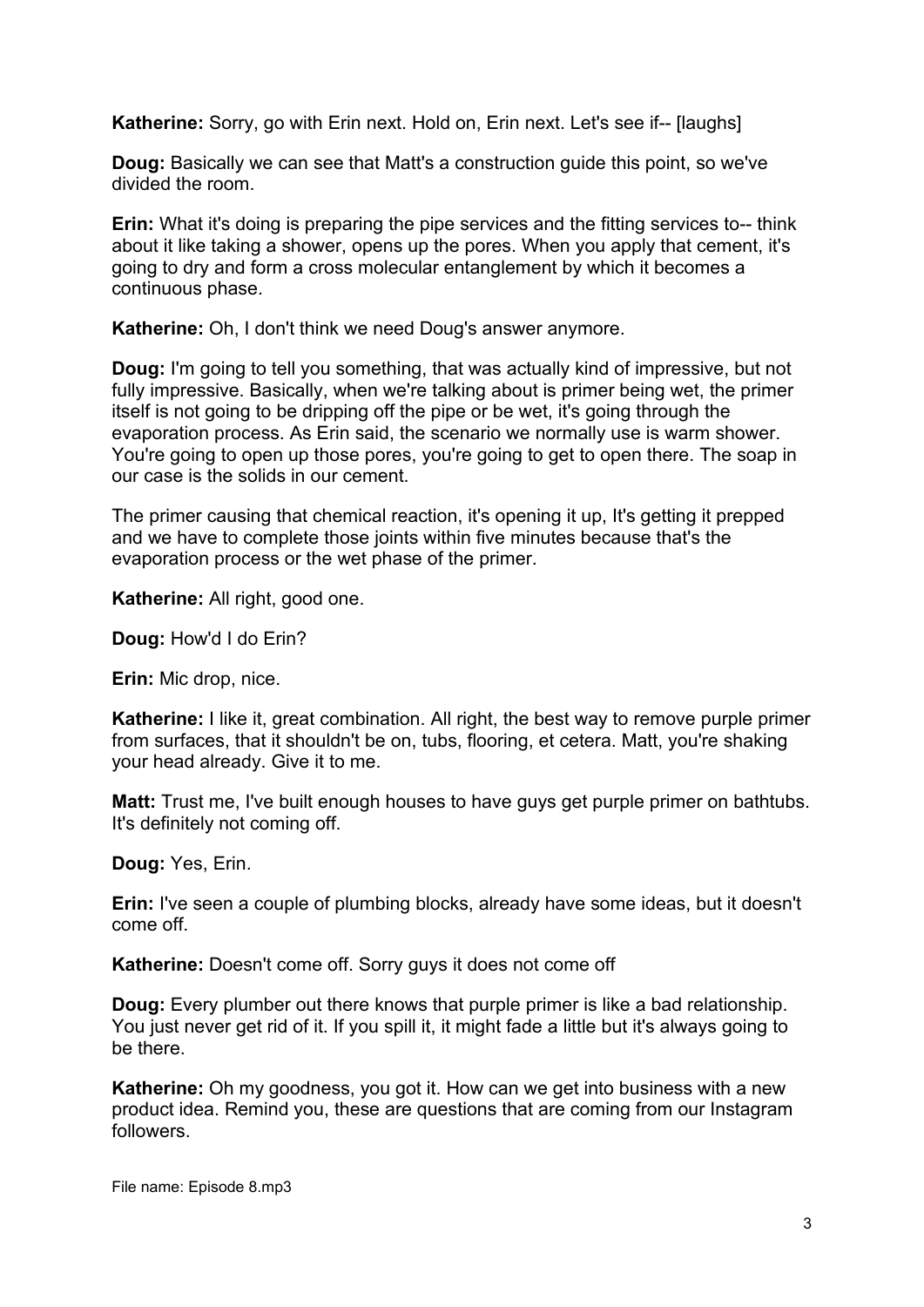**Katherine:** Sorry, go with Erin next. Hold on, Erin next. Let's see if-- [laughs]

**Doug:** Basically we can see that Matt's a construction guide this point, so we've divided the room.

**Erin:** What it's doing is preparing the pipe services and the fitting services to-- think about it like taking a shower, opens up the pores. When you apply that cement, it's going to dry and form a cross molecular entanglement by which it becomes a continuous phase.

**Katherine:** Oh, I don't think we need Doug's answer anymore.

**Doug:** I'm going to tell you something, that was actually kind of impressive, but not fully impressive. Basically, when we're talking about is primer being wet, the primer itself is not going to be dripping off the pipe or be wet, it's going through the evaporation process. As Erin said, the scenario we normally use is warm shower. You're going to open up those pores, you're going to get to open there. The soap in our case is the solids in our cement.

The primer causing that chemical reaction, it's opening it up, It's getting it prepped and we have to complete those joints within five minutes because that's the evaporation process or the wet phase of the primer.

**Katherine:** All right, good one.

**Doug:** How'd I do Erin?

**Erin:** Mic drop, nice.

**Katherine:** I like it, great combination. All right, the best way to remove purple primer from surfaces, that it shouldn't be on, tubs, flooring, et cetera. Matt, you're shaking your head already. Give it to me.

**Matt:** Trust me, I've built enough houses to have guys get purple primer on bathtubs. It's definitely not coming off.

**Doug:** Yes, Erin.

**Erin:** I've seen a couple of plumbing blocks, already have some ideas, but it doesn't come off.

**Katherine:** Doesn't come off. Sorry guys it does not come off

**Doug:** Every plumber out there knows that purple primer is like a bad relationship. You just never get rid of it. If you spill it, it might fade a little but it's always going to be there.

**Katherine:** Oh my goodness, you got it. How can we get into business with a new product idea. Remind you, these are questions that are coming from our Instagram followers.

File name: Episode 8.mp3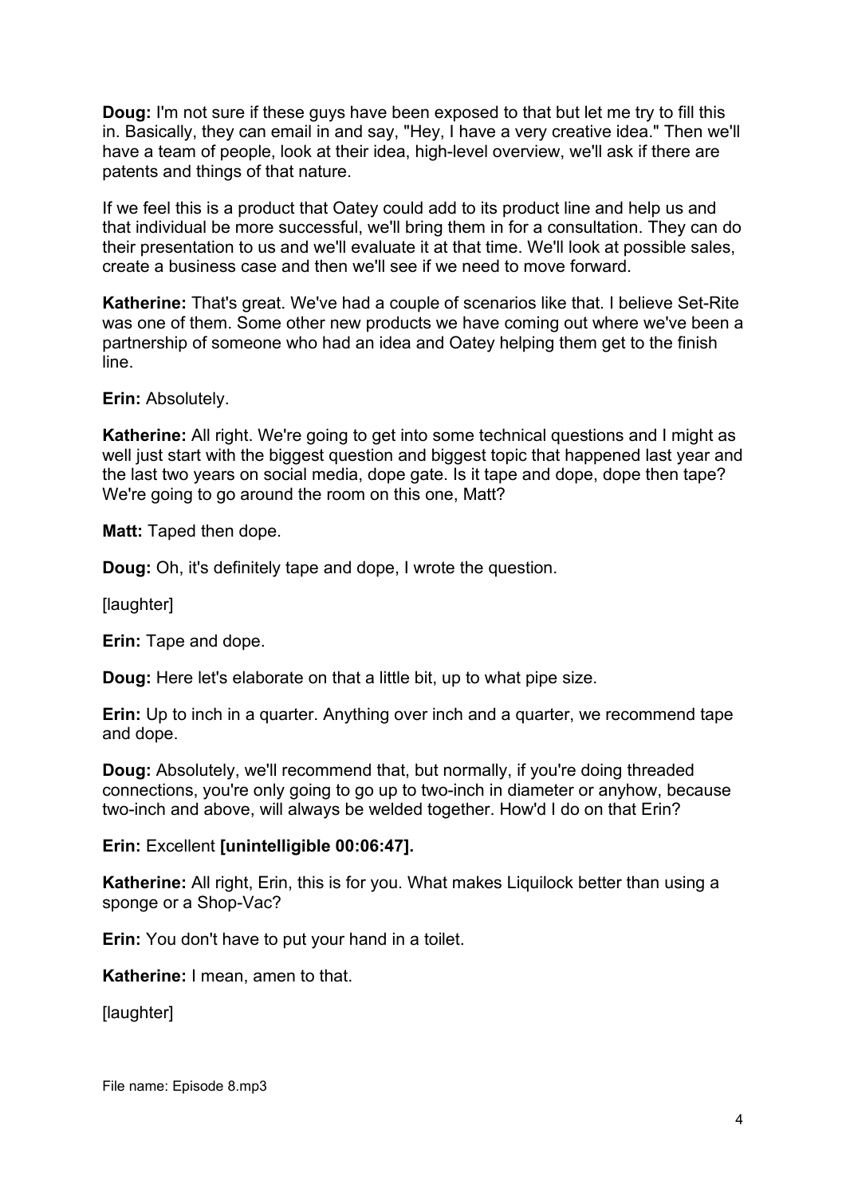**Doug:** I'm not sure if these guys have been exposed to that but let me try to fill this in. Basically, they can email in and say, "Hey, I have a very creative idea." Then we'll have a team of people, look at their idea, high-level overview, we'll ask if there are patents and things of that nature.

If we feel this is a product that Oatey could add to its product line and help us and that individual be more successful, we'll bring them in for a consultation. They can do their presentation to us and we'll evaluate it at that time. We'll look at possible sales, create a business case and then we'll see if we need to move forward.

**Katherine:** That's great. We've had a couple of scenarios like that. I believe Set-Rite was one of them. Some other new products we have coming out where we've been a partnership of someone who had an idea and Oatey helping them get to the finish line.

**Erin:** Absolutely.

**Katherine:** All right. We're going to get into some technical questions and I might as well just start with the biggest question and biggest topic that happened last year and the last two years on social media, dope gate. Is it tape and dope, dope then tape? We're going to go around the room on this one, Matt?

**Matt:** Taped then dope.

**Doug:** Oh, it's definitely tape and dope, I wrote the question.

[laughter]

**Erin:** Tape and dope.

**Doug:** Here let's elaborate on that a little bit, up to what pipe size.

**Erin:** Up to inch in a quarter. Anything over inch and a quarter, we recommend tape and dope.

**Doug:** Absolutely, we'll recommend that, but normally, if you're doing threaded connections, you're only going to go up to two-inch in diameter or anyhow, because two-inch and above, will always be welded together. How'd I do on that Erin?

**Erin:** Excellent **[unintelligible 00:06:47].**

**Katherine:** All right, Erin, this is for you. What makes Liquilock better than using a sponge or a Shop-Vac?

**Erin:** You don't have to put your hand in a toilet.

**Katherine:** I mean, amen to that.

[laughter]

File name: Episode 8.mp3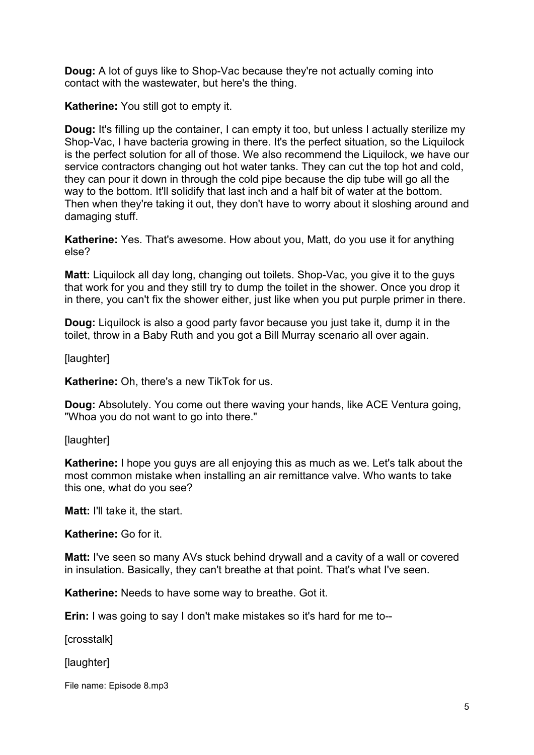**Doug:** A lot of guys like to Shop-Vac because they're not actually coming into contact with the wastewater, but here's the thing.

**Katherine:** You still got to empty it.

**Doug:** It's filling up the container, I can empty it too, but unless I actually sterilize my Shop-Vac, I have bacteria growing in there. It's the perfect situation, so the Liquilock is the perfect solution for all of those. We also recommend the Liquilock, we have our service contractors changing out hot water tanks. They can cut the top hot and cold, they can pour it down in through the cold pipe because the dip tube will go all the way to the bottom. It'll solidify that last inch and a half bit of water at the bottom. Then when they're taking it out, they don't have to worry about it sloshing around and damaging stuff.

**Katherine:** Yes. That's awesome. How about you, Matt, do you use it for anything else?

**Matt:** Liquilock all day long, changing out toilets. Shop-Vac, you give it to the guys that work for you and they still try to dump the toilet in the shower. Once you drop it in there, you can't fix the shower either, just like when you put purple primer in there.

**Doug:** Liquilock is also a good party favor because you just take it, dump it in the toilet, throw in a Baby Ruth and you got a Bill Murray scenario all over again.

[laughter]

**Katherine:** Oh, there's a new TikTok for us.

**Doug:** Absolutely. You come out there waving your hands, like ACE Ventura going, "Whoa you do not want to go into there."

[laughter]

**Katherine:** I hope you guys are all enjoying this as much as we. Let's talk about the most common mistake when installing an air remittance valve. Who wants to take this one, what do you see?

**Matt:** I'll take it, the start.

**Katherine:** Go for it.

**Matt:** I've seen so many AVs stuck behind drywall and a cavity of a wall or covered in insulation. Basically, they can't breathe at that point. That's what I've seen.

**Katherine:** Needs to have some way to breathe. Got it.

**Erin:** I was going to say I don't make mistakes so it's hard for me to--

[crosstalk]

[laughter]

File name: Episode 8.mp3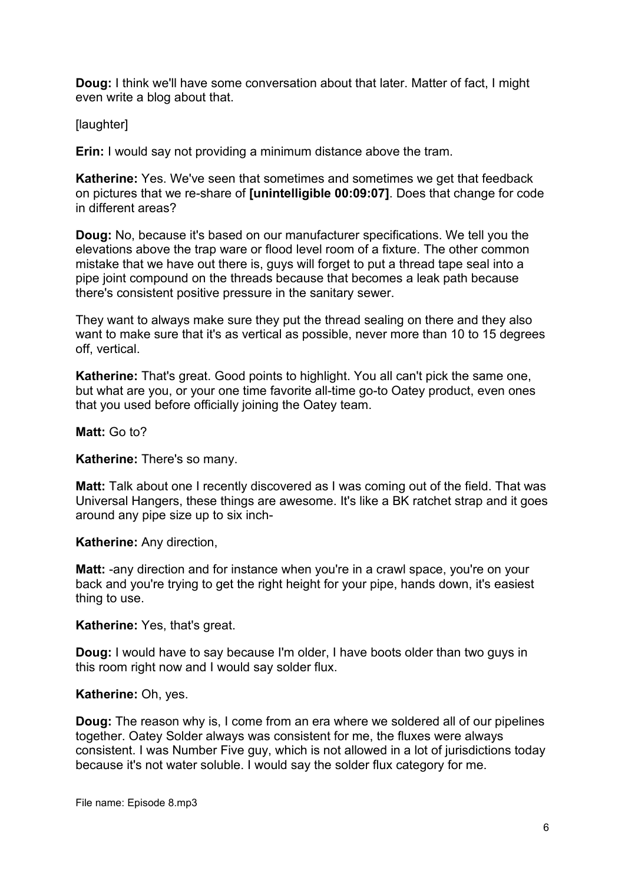**Doug:** I think we'll have some conversation about that later. Matter of fact, I might even write a blog about that.

[laughter]

**Erin:** I would say not providing a minimum distance above the tram.

**Katherine:** Yes. We've seen that sometimes and sometimes we get that feedback on pictures that we re-share of **[unintelligible 00:09:07]**. Does that change for code in different areas?

**Doug:** No, because it's based on our manufacturer specifications. We tell you the elevations above the trap ware or flood level room of a fixture. The other common mistake that we have out there is, guys will forget to put a thread tape seal into a pipe joint compound on the threads because that becomes a leak path because there's consistent positive pressure in the sanitary sewer.

They want to always make sure they put the thread sealing on there and they also want to make sure that it's as vertical as possible, never more than 10 to 15 degrees off, vertical.

**Katherine:** That's great. Good points to highlight. You all can't pick the same one, but what are you, or your one time favorite all-time go-to Oatey product, even ones that you used before officially joining the Oatey team.

**Matt:** Go to?

**Katherine:** There's so many.

**Matt:** Talk about one I recently discovered as I was coming out of the field. That was Universal Hangers, these things are awesome. It's like a BK ratchet strap and it goes around any pipe size up to six inch-

**Katherine:** Any direction,

**Matt:** -any direction and for instance when you're in a crawl space, you're on your back and you're trying to get the right height for your pipe, hands down, it's easiest thing to use.

**Katherine:** Yes, that's great.

**Doug:** I would have to say because I'm older, I have boots older than two guys in this room right now and I would say solder flux.

**Katherine:** Oh, yes.

**Doug:** The reason why is, I come from an era where we soldered all of our pipelines together. Oatey Solder always was consistent for me, the fluxes were always consistent. I was Number Five guy, which is not allowed in a lot of jurisdictions today because it's not water soluble. I would say the solder flux category for me.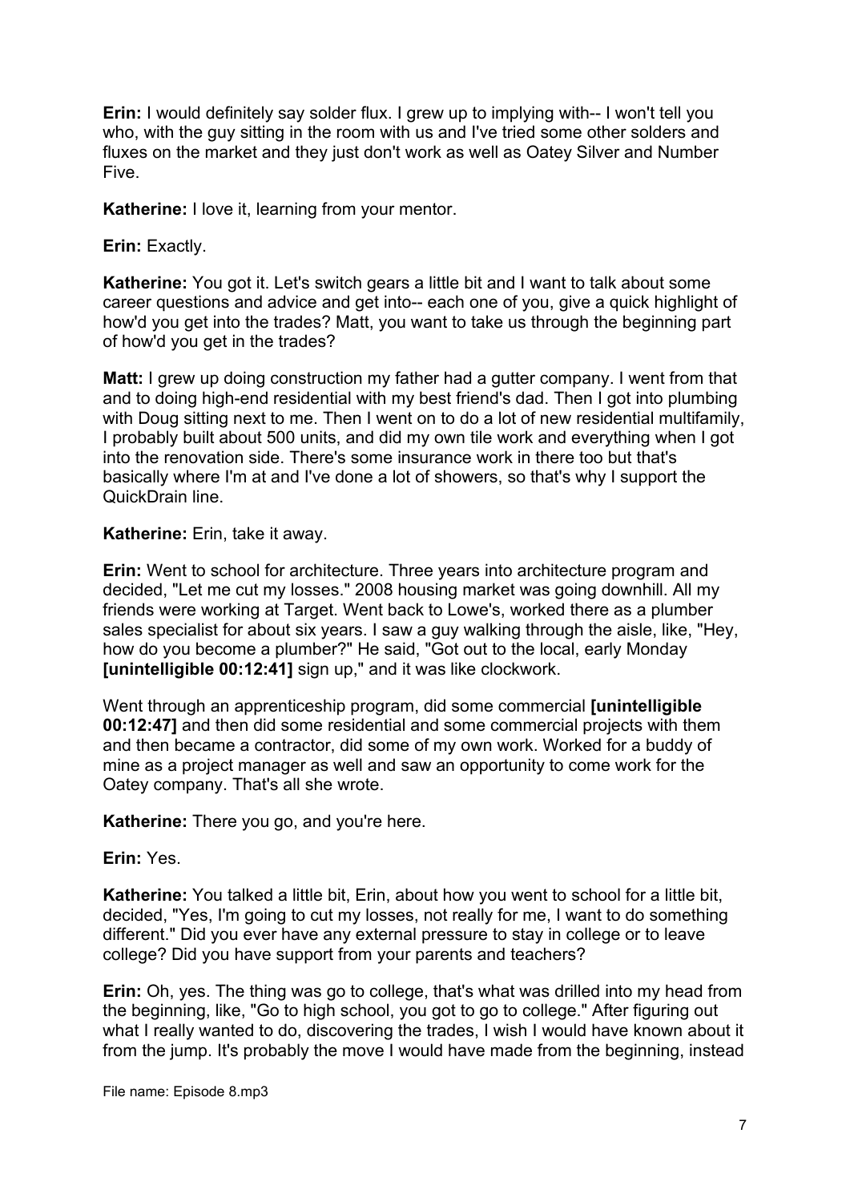**Erin:** I would definitely say solder flux. I grew up to implying with-- I won't tell you who, with the guy sitting in the room with us and I've tried some other solders and fluxes on the market and they just don't work as well as Oatey Silver and Number Five.

**Katherine:** I love it, learning from your mentor.

**Erin:** Exactly.

**Katherine:** You got it. Let's switch gears a little bit and I want to talk about some career questions and advice and get into-- each one of you, give a quick highlight of how'd you get into the trades? Matt, you want to take us through the beginning part of how'd you get in the trades?

**Matt:** I grew up doing construction my father had a gutter company. I went from that and to doing high-end residential with my best friend's dad. Then I got into plumbing with Doug sitting next to me. Then I went on to do a lot of new residential multifamily, I probably built about 500 units, and did my own tile work and everything when I got into the renovation side. There's some insurance work in there too but that's basically where I'm at and I've done a lot of showers, so that's why I support the QuickDrain line.

**Katherine:** Erin, take it away.

**Erin:** Went to school for architecture. Three years into architecture program and decided, "Let me cut my losses." 2008 housing market was going downhill. All my friends were working at Target. Went back to Lowe's, worked there as a plumber sales specialist for about six years. I saw a guy walking through the aisle, like, "Hey, how do you become a plumber?" He said, "Got out to the local, early Monday **[unintelligible 00:12:41]** sign up," and it was like clockwork.

Went through an apprenticeship program, did some commercial **[unintelligible 00:12:47]** and then did some residential and some commercial projects with them and then became a contractor, did some of my own work. Worked for a buddy of mine as a project manager as well and saw an opportunity to come work for the Oatey company. That's all she wrote.

**Katherine:** There you go, and you're here.

**Erin:** Yes.

**Katherine:** You talked a little bit, Erin, about how you went to school for a little bit, decided, "Yes, I'm going to cut my losses, not really for me, I want to do something different." Did you ever have any external pressure to stay in college or to leave college? Did you have support from your parents and teachers?

**Erin:** Oh, yes. The thing was go to college, that's what was drilled into my head from the beginning, like, "Go to high school, you got to go to college." After figuring out what I really wanted to do, discovering the trades, I wish I would have known about it from the jump. It's probably the move I would have made from the beginning, instead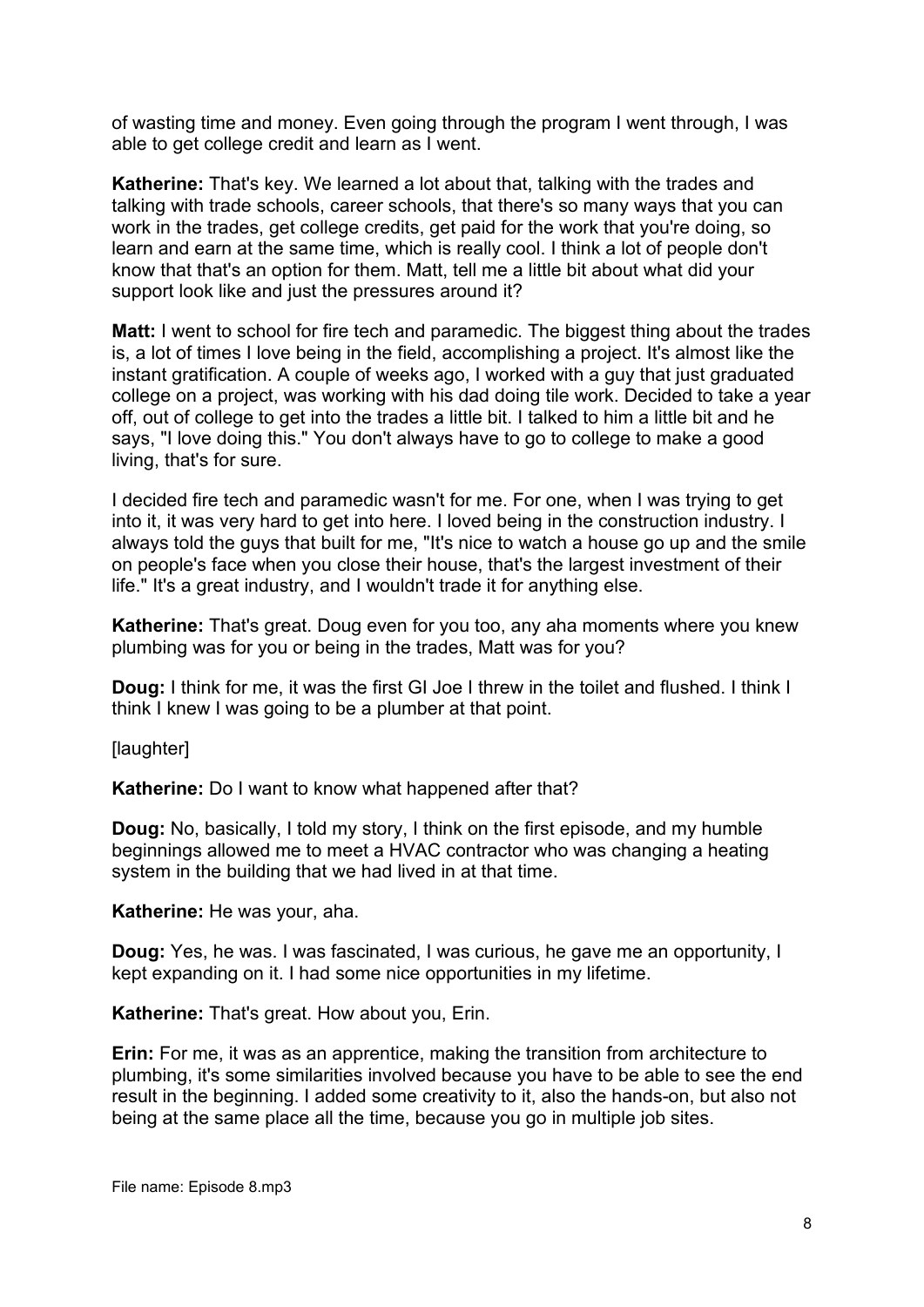of wasting time and money. Even going through the program I went through, I was able to get college credit and learn as I went.

**Katherine:** That's key. We learned a lot about that, talking with the trades and talking with trade schools, career schools, that there's so many ways that you can work in the trades, get college credits, get paid for the work that you're doing, so learn and earn at the same time, which is really cool. I think a lot of people don't know that that's an option for them. Matt, tell me a little bit about what did your support look like and just the pressures around it?

**Matt:** I went to school for fire tech and paramedic. The biggest thing about the trades is, a lot of times I love being in the field, accomplishing a project. It's almost like the instant gratification. A couple of weeks ago, I worked with a guy that just graduated college on a project, was working with his dad doing tile work. Decided to take a year off, out of college to get into the trades a little bit. I talked to him a little bit and he says, "I love doing this." You don't always have to go to college to make a good living, that's for sure.

I decided fire tech and paramedic wasn't for me. For one, when I was trying to get into it, it was very hard to get into here. I loved being in the construction industry. I always told the guys that built for me, "It's nice to watch a house go up and the smile on people's face when you close their house, that's the largest investment of their life." It's a great industry, and I wouldn't trade it for anything else.

**Katherine:** That's great. Doug even for you too, any aha moments where you knew plumbing was for you or being in the trades, Matt was for you?

**Doug:** I think for me, it was the first GI Joe I threw in the toilet and flushed. I think I think I knew I was going to be a plumber at that point.

[laughter]

**Katherine:** Do I want to know what happened after that?

**Doug:** No, basically, I told my story, I think on the first episode, and my humble beginnings allowed me to meet a HVAC contractor who was changing a heating system in the building that we had lived in at that time.

**Katherine:** He was your, aha.

**Doug:** Yes, he was. I was fascinated, I was curious, he gave me an opportunity, I kept expanding on it. I had some nice opportunities in my lifetime.

**Katherine:** That's great. How about you, Erin.

**Erin:** For me, it was as an apprentice, making the transition from architecture to plumbing, it's some similarities involved because you have to be able to see the end result in the beginning. I added some creativity to it, also the hands-on, but also not being at the same place all the time, because you go in multiple job sites.

File name: Episode 8.mp3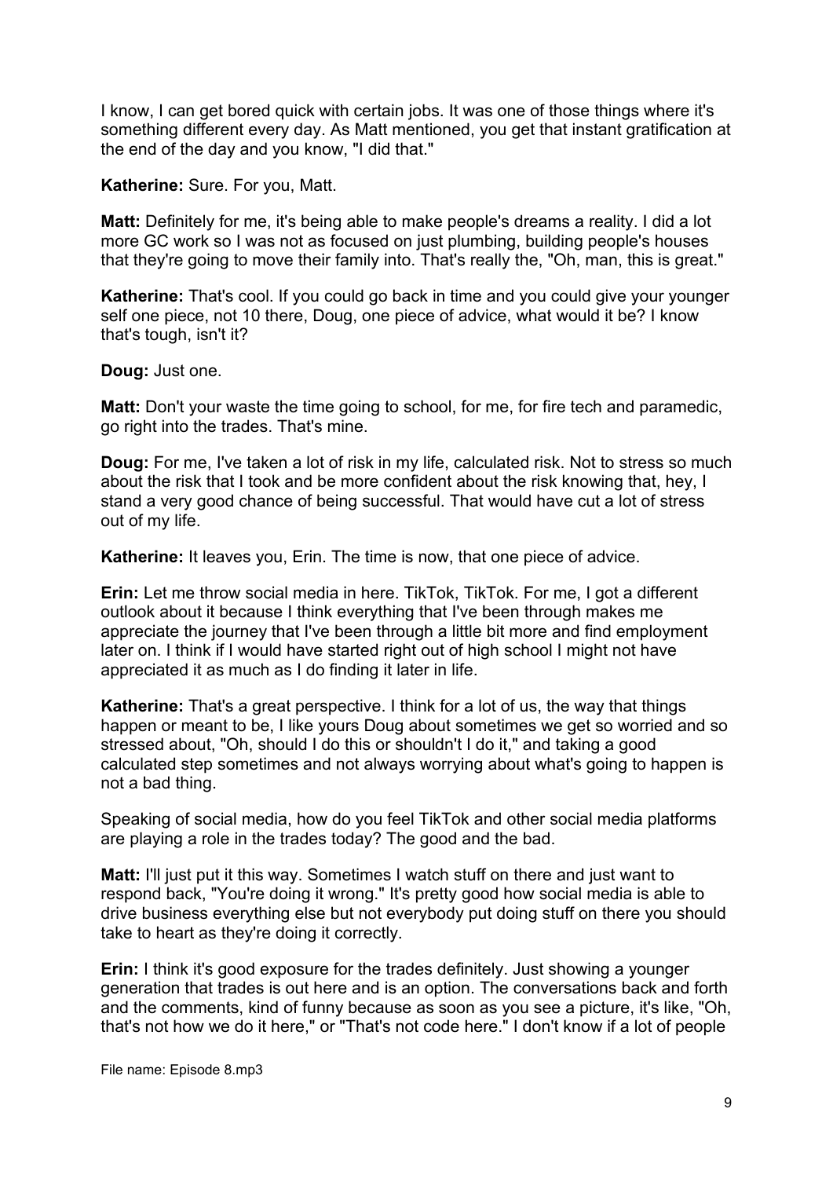I know, I can get bored quick with certain jobs. It was one of those things where it's something different every day. As Matt mentioned, you get that instant gratification at the end of the day and you know, "I did that."

**Katherine:** Sure. For you, Matt.

**Matt:** Definitely for me, it's being able to make people's dreams a reality. I did a lot more GC work so I was not as focused on just plumbing, building people's houses that they're going to move their family into. That's really the, "Oh, man, this is great."

**Katherine:** That's cool. If you could go back in time and you could give your younger self one piece, not 10 there, Doug, one piece of advice, what would it be? I know that's tough, isn't it?

**Doug:** Just one.

**Matt:** Don't your waste the time going to school, for me, for fire tech and paramedic, go right into the trades. That's mine.

**Doug:** For me, I've taken a lot of risk in my life, calculated risk. Not to stress so much about the risk that I took and be more confident about the risk knowing that, hey, I stand a very good chance of being successful. That would have cut a lot of stress out of my life.

**Katherine:** It leaves you, Erin. The time is now, that one piece of advice.

**Erin:** Let me throw social media in here. TikTok, TikTok. For me, I got a different outlook about it because I think everything that I've been through makes me appreciate the journey that I've been through a little bit more and find employment later on. I think if I would have started right out of high school I might not have appreciated it as much as I do finding it later in life.

**Katherine:** That's a great perspective. I think for a lot of us, the way that things happen or meant to be, I like yours Doug about sometimes we get so worried and so stressed about, "Oh, should I do this or shouldn't I do it," and taking a good calculated step sometimes and not always worrying about what's going to happen is not a bad thing.

Speaking of social media, how do you feel TikTok and other social media platforms are playing a role in the trades today? The good and the bad.

**Matt:** I'll just put it this way. Sometimes I watch stuff on there and just want to respond back, "You're doing it wrong." It's pretty good how social media is able to drive business everything else but not everybody put doing stuff on there you should take to heart as they're doing it correctly.

**Erin:** I think it's good exposure for the trades definitely. Just showing a younger generation that trades is out here and is an option. The conversations back and forth and the comments, kind of funny because as soon as you see a picture, it's like, "Oh, that's not how we do it here," or "That's not code here." I don't know if a lot of people

File name: Episode 8.mp3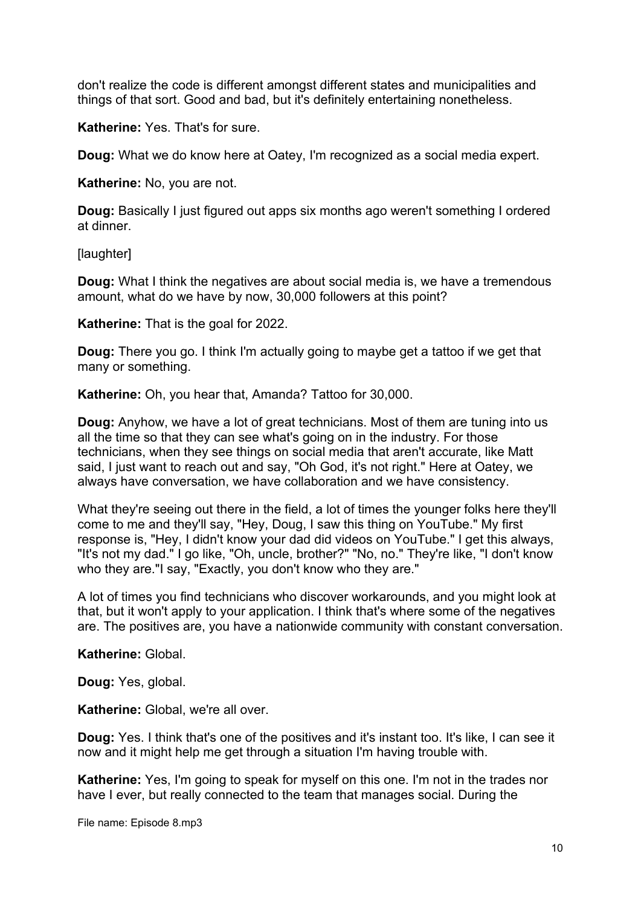don't realize the code is different amongst different states and municipalities and things of that sort. Good and bad, but it's definitely entertaining nonetheless.

**Katherine:** Yes. That's for sure.

**Doug:** What we do know here at Oatey, I'm recognized as a social media expert.

**Katherine:** No, you are not.

**Doug:** Basically I just figured out apps six months ago weren't something I ordered at dinner.

[laughter]

**Doug:** What I think the negatives are about social media is, we have a tremendous amount, what do we have by now, 30,000 followers at this point?

**Katherine:** That is the goal for 2022.

**Doug:** There you go. I think I'm actually going to maybe get a tattoo if we get that many or something.

**Katherine:** Oh, you hear that, Amanda? Tattoo for 30,000.

**Doug:** Anyhow, we have a lot of great technicians. Most of them are tuning into us all the time so that they can see what's going on in the industry. For those technicians, when they see things on social media that aren't accurate, like Matt said, I just want to reach out and say, "Oh God, it's not right." Here at Oatey, we always have conversation, we have collaboration and we have consistency.

What they're seeing out there in the field, a lot of times the younger folks here they'll come to me and they'll say, "Hey, Doug, I saw this thing on YouTube." My first response is, "Hey, I didn't know your dad did videos on YouTube." I get this always, "It's not my dad." I go like, "Oh, uncle, brother?" "No, no." They're like, "I don't know who they are."I say, "Exactly, you don't know who they are."

A lot of times you find technicians who discover workarounds, and you might look at that, but it won't apply to your application. I think that's where some of the negatives are. The positives are, you have a nationwide community with constant conversation.

**Katherine:** Global.

**Doug:** Yes, global.

**Katherine:** Global, we're all over.

**Doug:** Yes. I think that's one of the positives and it's instant too. It's like, I can see it now and it might help me get through a situation I'm having trouble with.

**Katherine:** Yes, I'm going to speak for myself on this one. I'm not in the trades nor have I ever, but really connected to the team that manages social. During the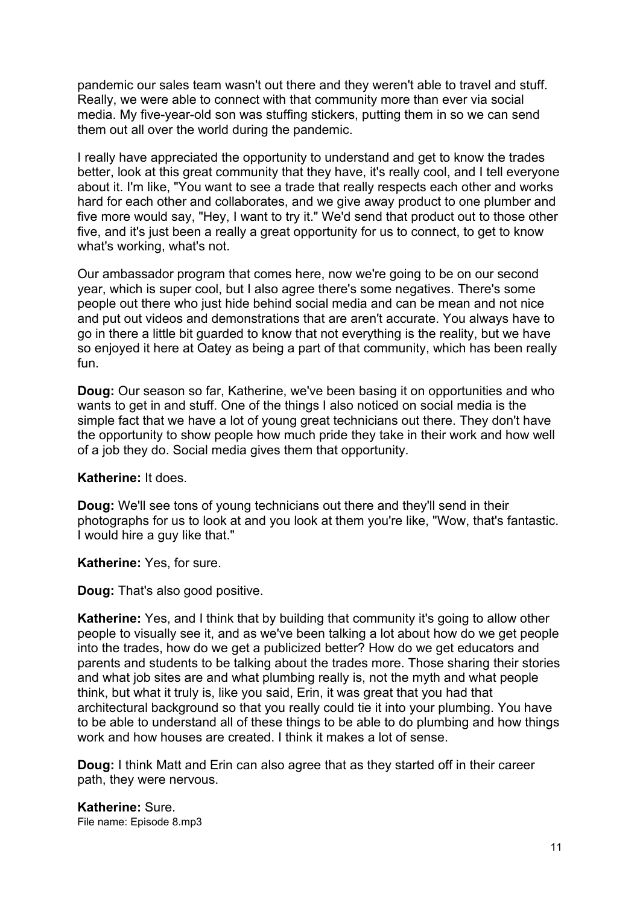pandemic our sales team wasn't out there and they weren't able to travel and stuff. Really, we were able to connect with that community more than ever via social media. My five-year-old son was stuffing stickers, putting them in so we can send them out all over the world during the pandemic.

I really have appreciated the opportunity to understand and get to know the trades better, look at this great community that they have, it's really cool, and I tell everyone about it. I'm like, "You want to see a trade that really respects each other and works hard for each other and collaborates, and we give away product to one plumber and five more would say, "Hey, I want to try it." We'd send that product out to those other five, and it's just been a really a great opportunity for us to connect, to get to know what's working, what's not.

Our ambassador program that comes here, now we're going to be on our second year, which is super cool, but I also agree there's some negatives. There's some people out there who just hide behind social media and can be mean and not nice and put out videos and demonstrations that are aren't accurate. You always have to go in there a little bit guarded to know that not everything is the reality, but we have so enjoyed it here at Oatey as being a part of that community, which has been really fun.

**Doug:** Our season so far, Katherine, we've been basing it on opportunities and who wants to get in and stuff. One of the things I also noticed on social media is the simple fact that we have a lot of young great technicians out there. They don't have the opportunity to show people how much pride they take in their work and how well of a job they do. Social media gives them that opportunity.

**Katherine:** It does.

**Doug:** We'll see tons of young technicians out there and they'll send in their photographs for us to look at and you look at them you're like, "Wow, that's fantastic. I would hire a guy like that."

**Katherine:** Yes, for sure.

**Doug:** That's also good positive.

**Katherine:** Yes, and I think that by building that community it's going to allow other people to visually see it, and as we've been talking a lot about how do we get people into the trades, how do we get a publicized better? How do we get educators and parents and students to be talking about the trades more. Those sharing their stories and what job sites are and what plumbing really is, not the myth and what people think, but what it truly is, like you said, Erin, it was great that you had that architectural background so that you really could tie it into your plumbing. You have to be able to understand all of these things to be able to do plumbing and how things work and how houses are created. I think it makes a lot of sense.

**Doug:** I think Matt and Erin can also agree that as they started off in their career path, they were nervous.

**Katherine:** Sure.

File name: Episode 8.mp3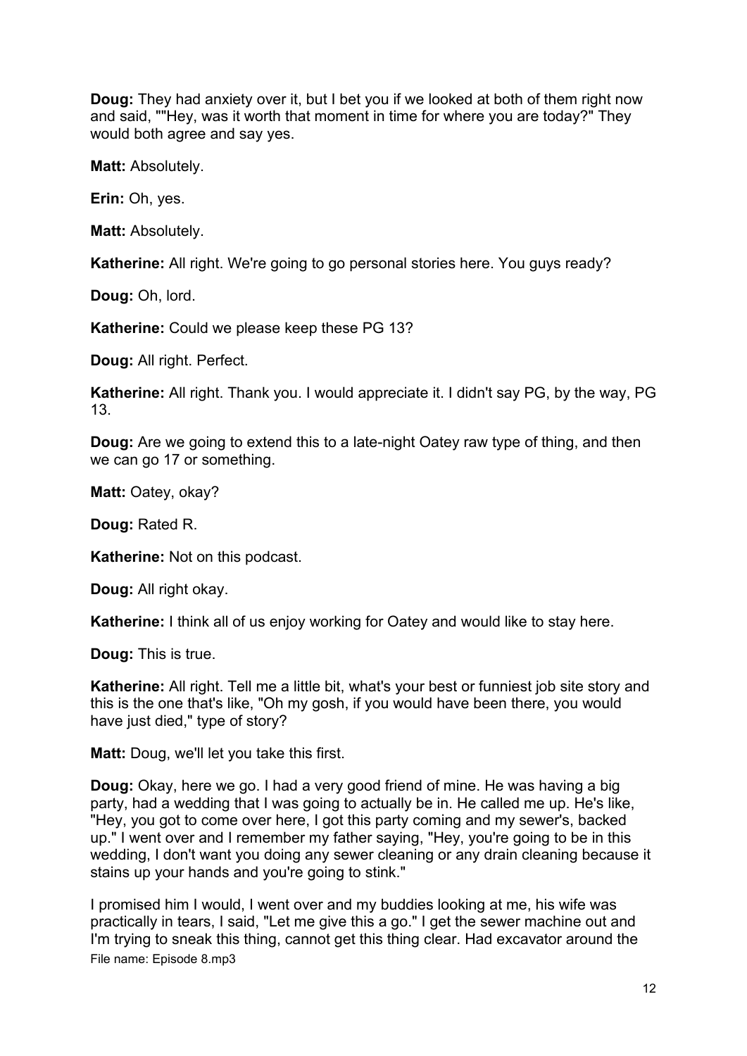**Doug:** They had anxiety over it, but I bet you if we looked at both of them right now and said, ""Hey, was it worth that moment in time for where you are today?" They would both agree and say yes.

**Matt:** Absolutely.

**Erin:** Oh, yes.

**Matt:** Absolutely.

**Katherine:** All right. We're going to go personal stories here. You guys ready?

**Doug:** Oh, lord.

**Katherine:** Could we please keep these PG 13?

**Doug:** All right. Perfect.

**Katherine:** All right. Thank you. I would appreciate it. I didn't say PG, by the way, PG 13.

**Doug:** Are we going to extend this to a late-night Oatey raw type of thing, and then we can go 17 or something.

**Matt:** Oatey, okay?

**Doug:** Rated R.

**Katherine:** Not on this podcast.

**Doug:** All right okay.

**Katherine:** I think all of us enjoy working for Oatey and would like to stay here.

**Doug:** This is true.

**Katherine:** All right. Tell me a little bit, what's your best or funniest job site story and this is the one that's like, "Oh my gosh, if you would have been there, you would have just died," type of story?

**Matt:** Doug, we'll let you take this first.

**Doug:** Okay, here we go. I had a very good friend of mine. He was having a big party, had a wedding that I was going to actually be in. He called me up. He's like, "Hey, you got to come over here, I got this party coming and my sewer's, backed up." I went over and I remember my father saying, "Hey, you're going to be in this wedding, I don't want you doing any sewer cleaning or any drain cleaning because it stains up your hands and you're going to stink."

I promised him I would, I went over and my buddies looking at me, his wife was practically in tears, I said, "Let me give this a go." I get the sewer machine out and I'm trying to sneak this thing, cannot get this thing clear. Had excavator around the

File name: Episode 8.mp3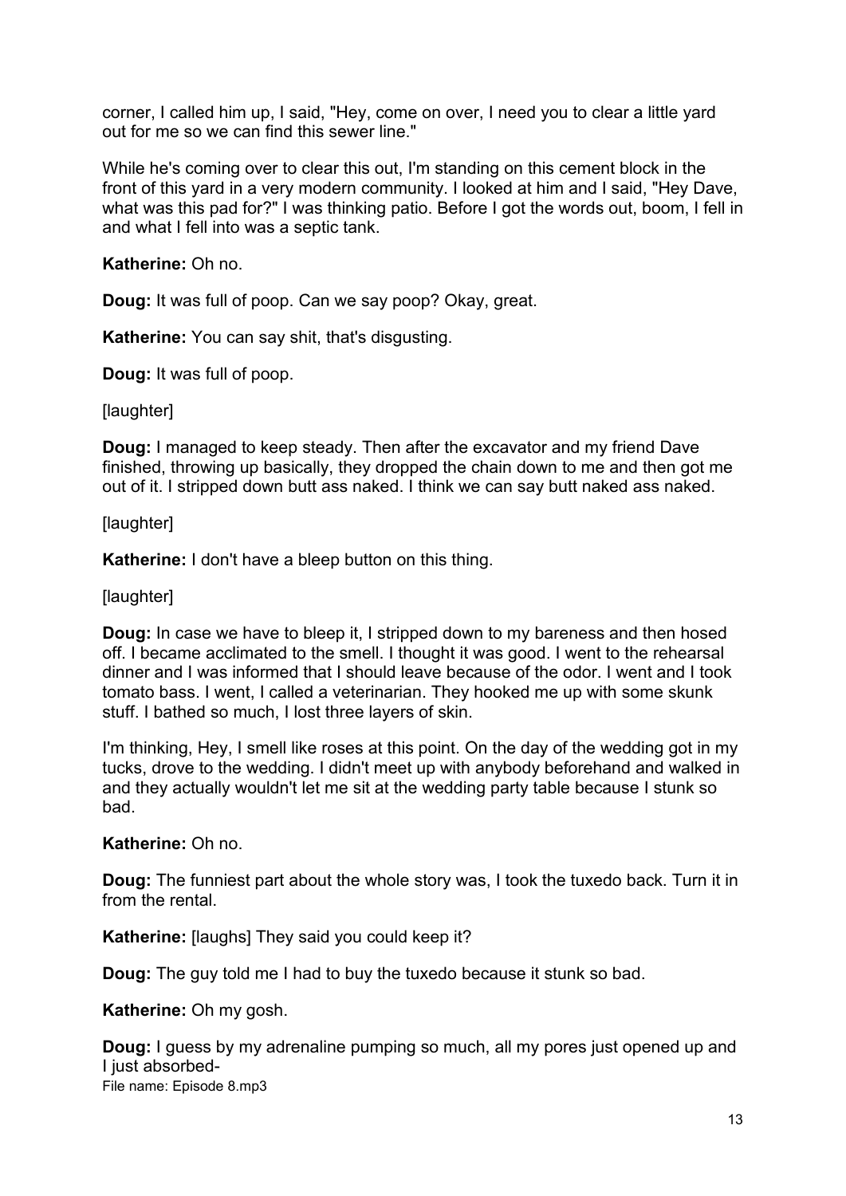corner, I called him up, I said, "Hey, come on over, I need you to clear a little yard out for me so we can find this sewer line."

While he's coming over to clear this out, I'm standing on this cement block in the front of this yard in a very modern community. I looked at him and I said, "Hey Dave, what was this pad for?" I was thinking patio. Before I got the words out, boom, I fell in and what I fell into was a septic tank.

**Katherine:** Oh no.

**Doug:** It was full of poop. Can we say poop? Okay, great.

**Katherine:** You can say shit, that's disgusting.

**Doug:** It was full of poop.

[laughter]

**Doug:** I managed to keep steady. Then after the excavator and my friend Dave finished, throwing up basically, they dropped the chain down to me and then got me out of it. I stripped down butt ass naked. I think we can say butt naked ass naked.

[laughter]

**Katherine:** I don't have a bleep button on this thing.

[laughter]

**Doug:** In case we have to bleep it, I stripped down to my bareness and then hosed off. I became acclimated to the smell. I thought it was good. I went to the rehearsal dinner and I was informed that I should leave because of the odor. I went and I took tomato bass. I went, I called a veterinarian. They hooked me up with some skunk stuff. I bathed so much, I lost three layers of skin.

I'm thinking, Hey, I smell like roses at this point. On the day of the wedding got in my tucks, drove to the wedding. I didn't meet up with anybody beforehand and walked in and they actually wouldn't let me sit at the wedding party table because I stunk so bad.

**Katherine:** Oh no.

**Doug:** The funniest part about the whole story was, I took the tuxedo back. Turn it in from the rental.

**Katherine:** [laughs] They said you could keep it?

**Doug:** The guy told me I had to buy the tuxedo because it stunk so bad.

**Katherine:** Oh my gosh.

**Doug:** I guess by my adrenaline pumping so much, all my pores just opened up and I just absorbed-

File name: Episode 8.mp3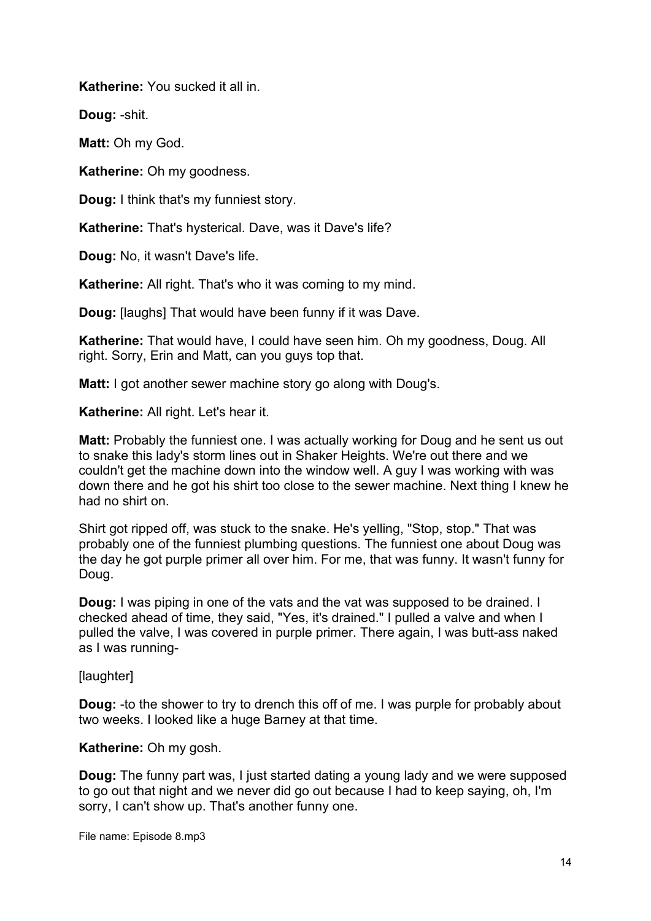**Katherine:** You sucked it all in.

**Doug:** -shit.

**Matt:** Oh my God.

**Katherine:** Oh my goodness.

**Doug:** I think that's my funniest story.

**Katherine:** That's hysterical. Dave, was it Dave's life?

**Doug:** No, it wasn't Dave's life.

**Katherine:** All right. That's who it was coming to my mind.

**Doug:** [laughs] That would have been funny if it was Dave.

**Katherine:** That would have, I could have seen him. Oh my goodness, Doug. All right. Sorry, Erin and Matt, can you guys top that.

**Matt:** I got another sewer machine story go along with Doug's.

**Katherine:** All right. Let's hear it.

**Matt:** Probably the funniest one. I was actually working for Doug and he sent us out to snake this lady's storm lines out in Shaker Heights. We're out there and we couldn't get the machine down into the window well. A guy I was working with was down there and he got his shirt too close to the sewer machine. Next thing I knew he had no shirt on.

Shirt got ripped off, was stuck to the snake. He's yelling, "Stop, stop." That was probably one of the funniest plumbing questions. The funniest one about Doug was the day he got purple primer all over him. For me, that was funny. It wasn't funny for Doug.

**Doug:** I was piping in one of the vats and the vat was supposed to be drained. I checked ahead of time, they said, "Yes, it's drained." I pulled a valve and when I pulled the valve, I was covered in purple primer. There again, I was butt-ass naked as I was running-

[laughter]

**Doug:** -to the shower to try to drench this off of me. I was purple for probably about two weeks. I looked like a huge Barney at that time.

**Katherine:** Oh my gosh.

**Doug:** The funny part was, I just started dating a young lady and we were supposed to go out that night and we never did go out because I had to keep saying, oh, I'm sorry, I can't show up. That's another funny one.

File name: Episode 8.mp3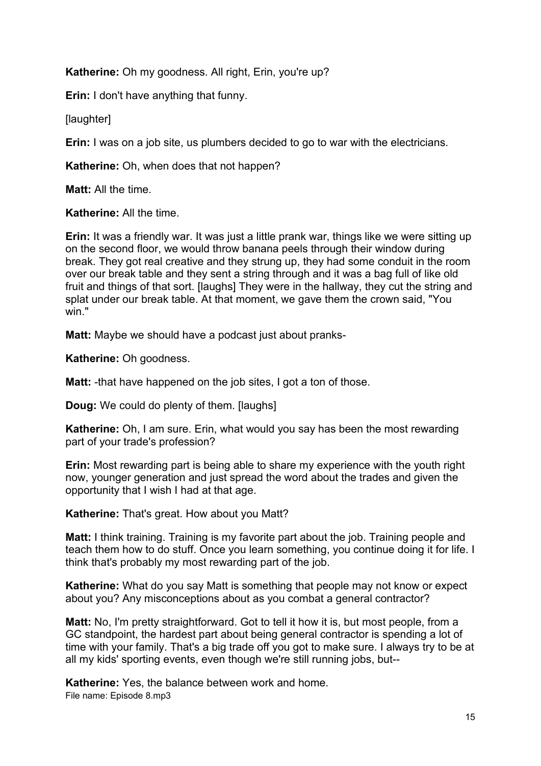**Katherine:** Oh my goodness. All right, Erin, you're up?

**Erin:** I don't have anything that funny.

[laughter]

**Erin:** I was on a job site, us plumbers decided to go to war with the electricians.

**Katherine:** Oh, when does that not happen?

**Matt:** All the time.

**Katherine:** All the time.

**Erin:** It was a friendly war. It was just a little prank war, things like we were sitting up on the second floor, we would throw banana peels through their window during break. They got real creative and they strung up, they had some conduit in the room over our break table and they sent a string through and it was a bag full of like old fruit and things of that sort. [laughs] They were in the hallway, they cut the string and splat under our break table. At that moment, we gave them the crown said, "You win."

**Matt:** Maybe we should have a podcast just about pranks-

**Katherine:** Oh goodness.

**Matt:** -that have happened on the job sites, I got a ton of those.

**Doug:** We could do plenty of them. [laughs]

**Katherine:** Oh, I am sure. Erin, what would you say has been the most rewarding part of your trade's profession?

**Erin:** Most rewarding part is being able to share my experience with the youth right now, younger generation and just spread the word about the trades and given the opportunity that I wish I had at that age.

**Katherine:** That's great. How about you Matt?

**Matt:** I think training. Training is my favorite part about the job. Training people and teach them how to do stuff. Once you learn something, you continue doing it for life. I think that's probably my most rewarding part of the job.

**Katherine:** What do you say Matt is something that people may not know or expect about you? Any misconceptions about as you combat a general contractor?

**Matt:** No, I'm pretty straightforward. Got to tell it how it is, but most people, from a GC standpoint, the hardest part about being general contractor is spending a lot of time with your family. That's a big trade off you got to make sure. I always try to be at all my kids' sporting events, even though we're still running jobs, but--

**Katherine:** Yes, the balance between work and home.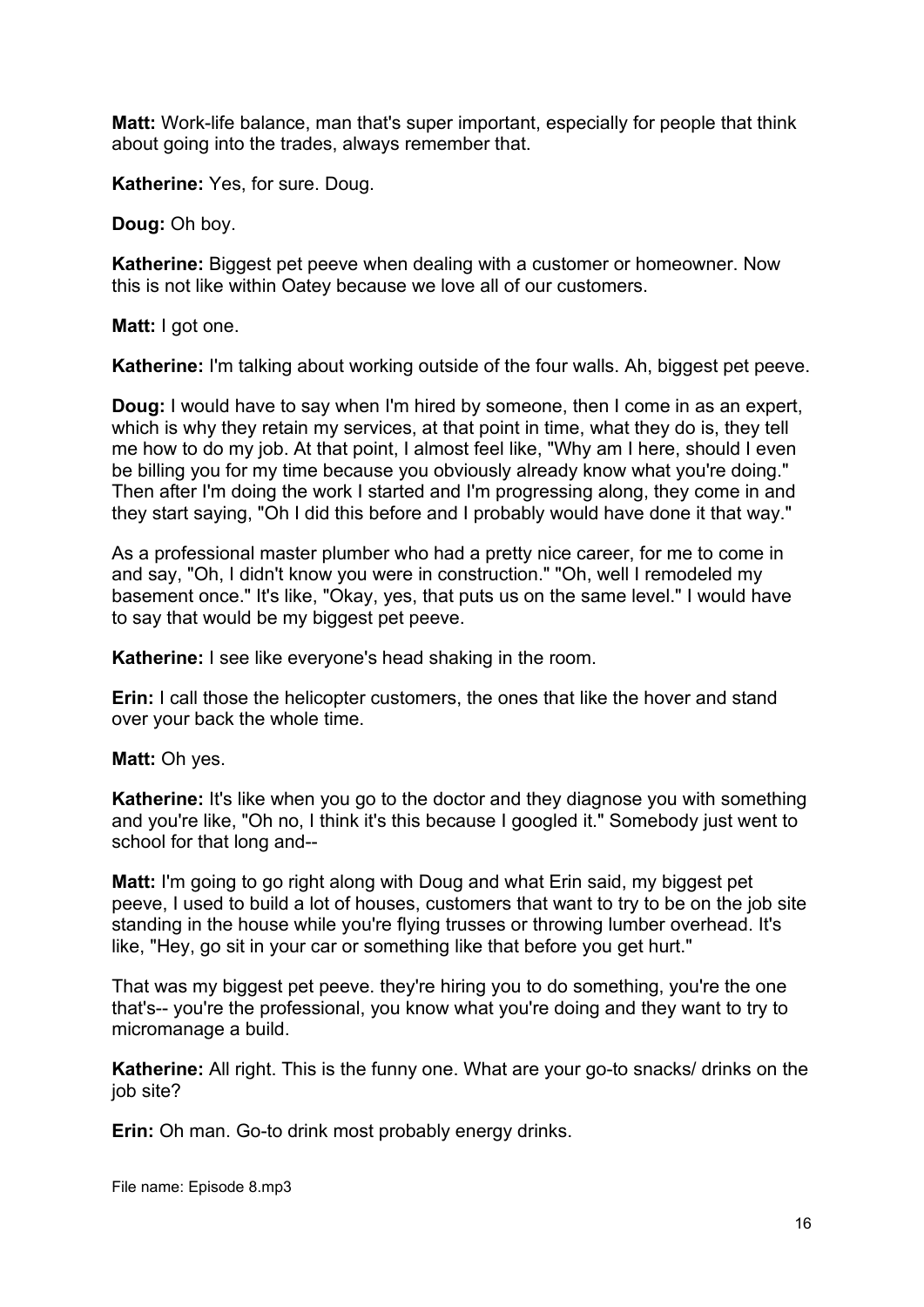**Matt:** Work-life balance, man that's super important, especially for people that think about going into the trades, always remember that.

**Katherine:** Yes, for sure. Doug.

**Doug:** Oh boy.

**Katherine:** Biggest pet peeve when dealing with a customer or homeowner. Now this is not like within Oatey because we love all of our customers.

**Matt:** I got one.

**Katherine:** I'm talking about working outside of the four walls. Ah, biggest pet peeve.

**Doug:** I would have to say when I'm hired by someone, then I come in as an expert, which is why they retain my services, at that point in time, what they do is, they tell me how to do my job. At that point, I almost feel like, "Why am I here, should I even be billing you for my time because you obviously already know what you're doing." Then after I'm doing the work I started and I'm progressing along, they come in and they start saying, "Oh I did this before and I probably would have done it that way."

As a professional master plumber who had a pretty nice career, for me to come in and say, "Oh, I didn't know you were in construction." "Oh, well I remodeled my basement once." It's like, "Okay, yes, that puts us on the same level." I would have to say that would be my biggest pet peeve.

**Katherine:** I see like everyone's head shaking in the room.

**Erin:** I call those the helicopter customers, the ones that like the hover and stand over your back the whole time.

**Matt:** Oh yes.

**Katherine:** It's like when you go to the doctor and they diagnose you with something and you're like, "Oh no, I think it's this because I googled it." Somebody just went to school for that long and--

**Matt:** I'm going to go right along with Doug and what Erin said, my biggest pet peeve, I used to build a lot of houses, customers that want to try to be on the job site standing in the house while you're flying trusses or throwing lumber overhead. It's like, "Hey, go sit in your car or something like that before you get hurt."

That was my biggest pet peeve. they're hiring you to do something, you're the one that's-- you're the professional, you know what you're doing and they want to try to micromanage a build.

**Katherine:** All right. This is the funny one. What are your go-to snacks/ drinks on the job site?

**Erin:** Oh man. Go-to drink most probably energy drinks.

File name: Episode 8.mp3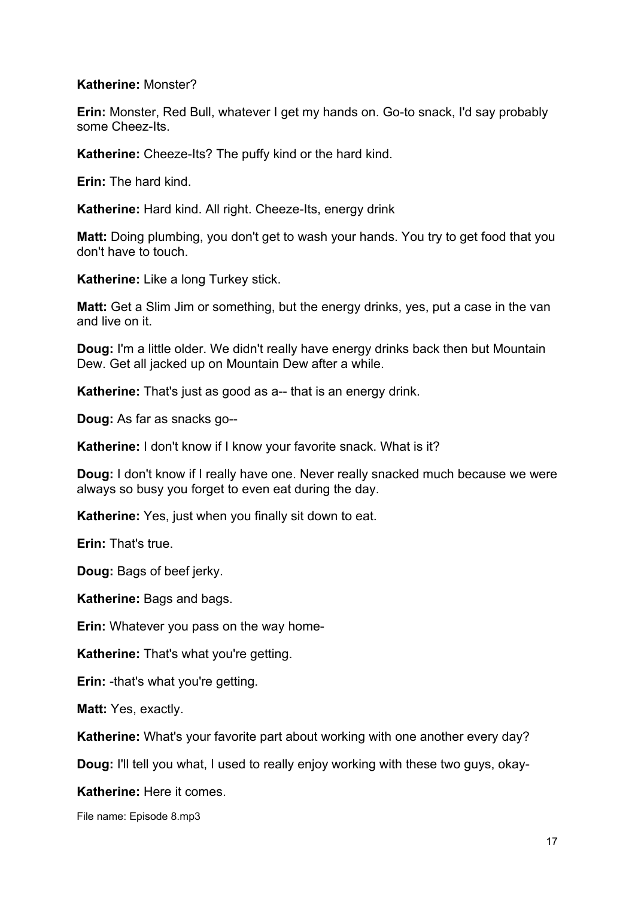**Katherine:** Monster?

**Erin:** Monster, Red Bull, whatever I get my hands on. Go-to snack, I'd say probably some Cheez-Its.

**Katherine:** Cheeze-Its? The puffy kind or the hard kind.

**Erin:** The hard kind.

**Katherine:** Hard kind. All right. Cheeze-Its, energy drink

**Matt:** Doing plumbing, you don't get to wash your hands. You try to get food that you don't have to touch.

**Katherine:** Like a long Turkey stick.

**Matt:** Get a Slim Jim or something, but the energy drinks, yes, put a case in the van and live on it.

**Doug:** I'm a little older. We didn't really have energy drinks back then but Mountain Dew. Get all jacked up on Mountain Dew after a while.

**Katherine:** That's just as good as a-- that is an energy drink.

**Doug:** As far as snacks go--

**Katherine:** I don't know if I know your favorite snack. What is it?

**Doug:** I don't know if I really have one. Never really snacked much because we were always so busy you forget to even eat during the day.

**Katherine:** Yes, just when you finally sit down to eat.

**Erin:** That's true.

**Doug:** Bags of beef jerky.

**Katherine:** Bags and bags.

**Erin:** Whatever you pass on the way home-

**Katherine:** That's what you're getting.

**Erin:** -that's what you're getting.

**Matt:** Yes, exactly.

**Katherine:** What's your favorite part about working with one another every day?

**Doug:** I'll tell you what, I used to really enjoy working with these two guys, okay-

**Katherine:** Here it comes.

File name: Episode 8.mp3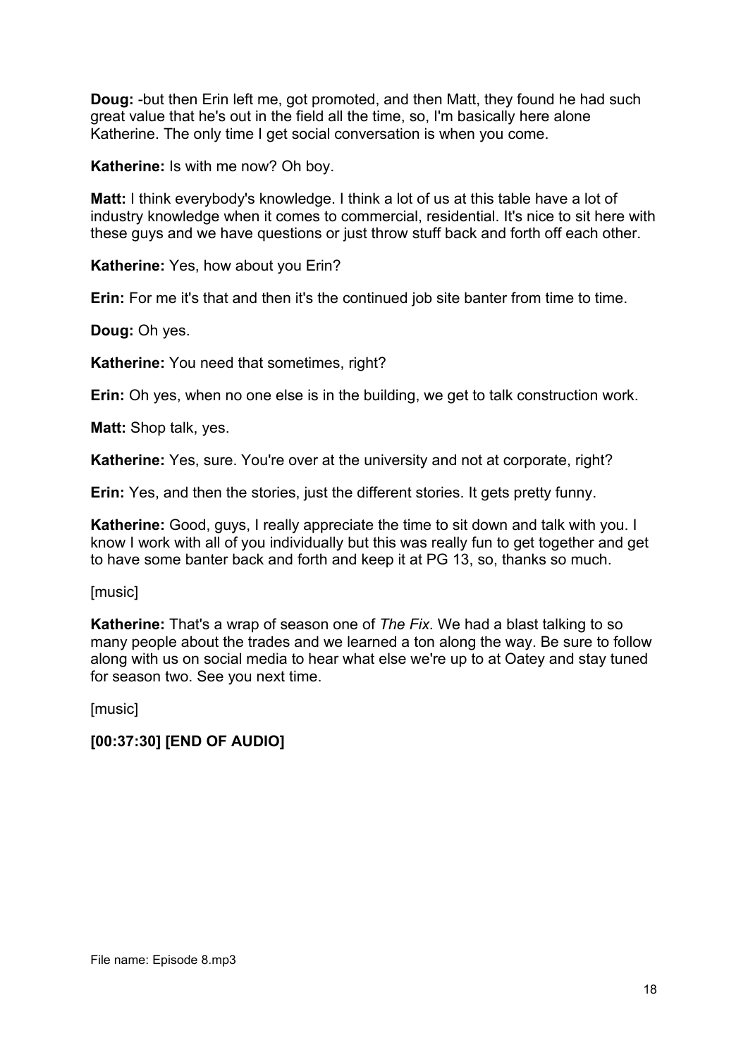**Doug:** -but then Erin left me, got promoted, and then Matt, they found he had such great value that he's out in the field all the time, so, I'm basically here alone Katherine. The only time I get social conversation is when you come.

**Katherine:** Is with me now? Oh boy.

**Matt:** I think everybody's knowledge. I think a lot of us at this table have a lot of industry knowledge when it comes to commercial, residential. It's nice to sit here with these guys and we have questions or just throw stuff back and forth off each other.

**Katherine:** Yes, how about you Erin?

**Erin:** For me it's that and then it's the continued job site banter from time to time.

**Doug:** Oh yes.

**Katherine:** You need that sometimes, right?

**Erin:** Oh yes, when no one else is in the building, we get to talk construction work.

**Matt:** Shop talk, yes.

**Katherine:** Yes, sure. You're over at the university and not at corporate, right?

**Erin:** Yes, and then the stories, just the different stories. It gets pretty funny.

**Katherine:** Good, guys, I really appreciate the time to sit down and talk with you. I know I work with all of you individually but this was really fun to get together and get to have some banter back and forth and keep it at PG 13, so, thanks so much.

[music]

**Katherine:** That's a wrap of season one of *The Fix*. We had a blast talking to so many people about the trades and we learned a ton along the way. Be sure to follow along with us on social media to hear what else we're up to at Oatey and stay tuned for season two. See you next time.

[music]

**[00:37:30] [END OF AUDIO]**

File name: Episode 8.mp3